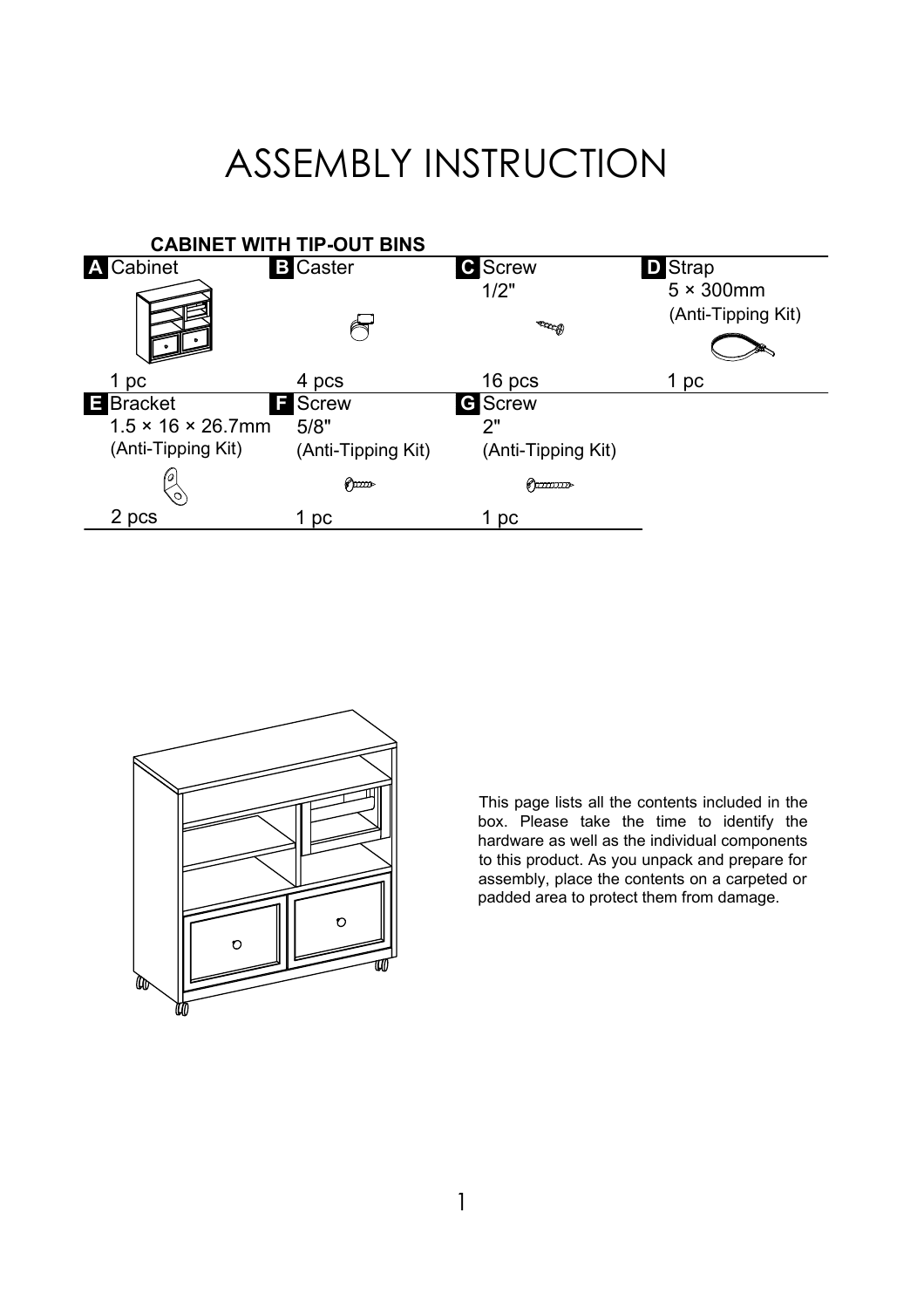# ASSEMBLY INSTRUCTION

### CABINET WITH TIP-OUT BINS

| Part | Description | Specification | Quantity |
| --- | --- | --- | --- |
| A | Cabinet | | 1 pc |
| B | Caster | | 4 pcs |
| C | Screw | 1/2" | 16 pcs |
| D | Strap | 5 × 300mm (Anti-Tipping Kit) | 1 pc |
| E | Bracket | 1.5 × 16 × 26.7mm (Anti-Tipping Kit) | 2 pcs |
| F | Screw | 5/8" (Anti-Tipping Kit) | 1 pc |
| G | Screw | 2" (Anti-Tipping Kit) | 1 pc |

This page lists all the contents included in the box. Please take the time to identify the hardware as well as the individual components to this product. As you unpack and prepare for assembly, place the contents on a carpeted or padded area to protect them from damage.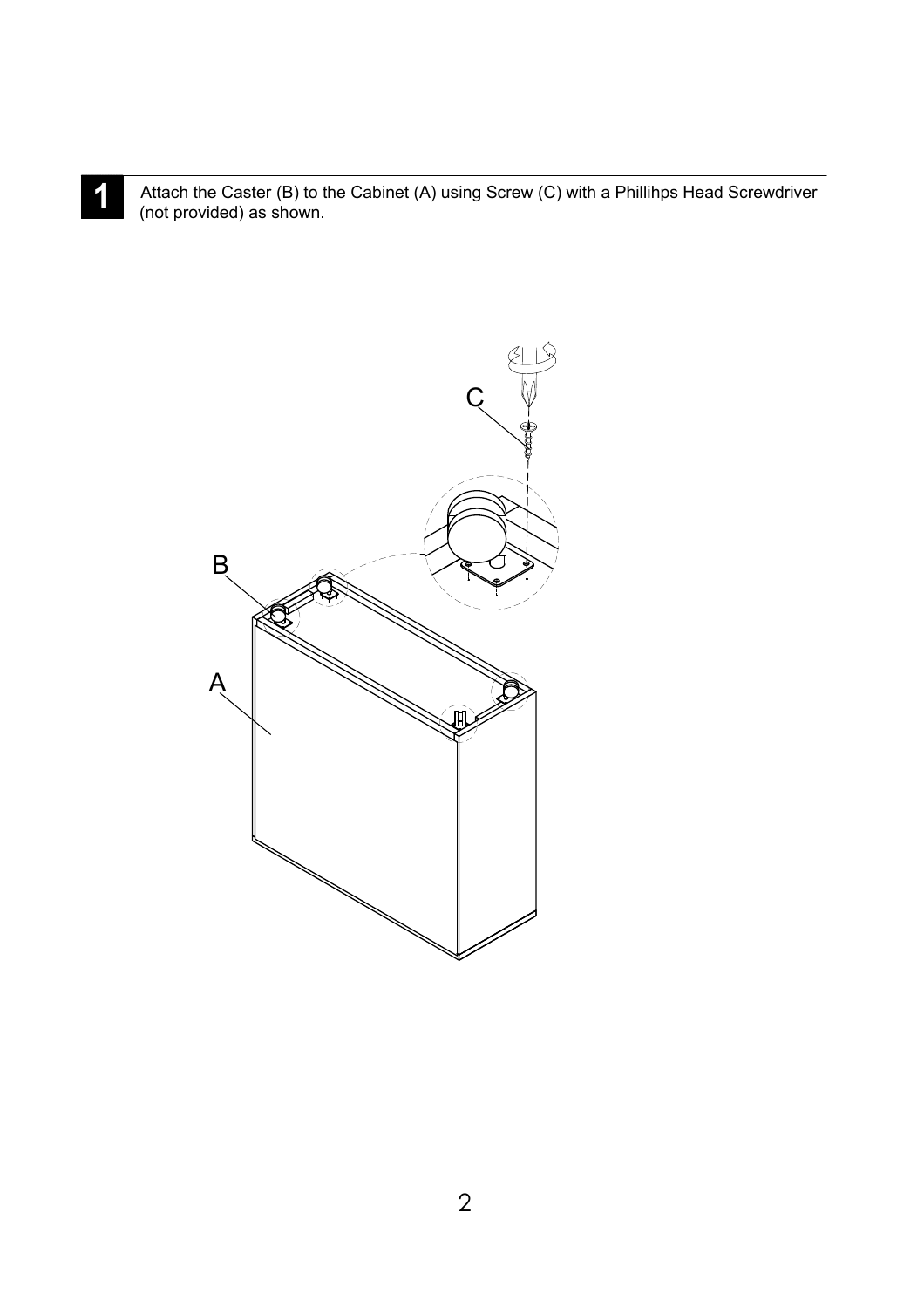**1** Attach the Caster (B) to the Cabinet (A) using Screw (C) with a Phillihps Head Screwdriver (not provided) as shown.

C

B

A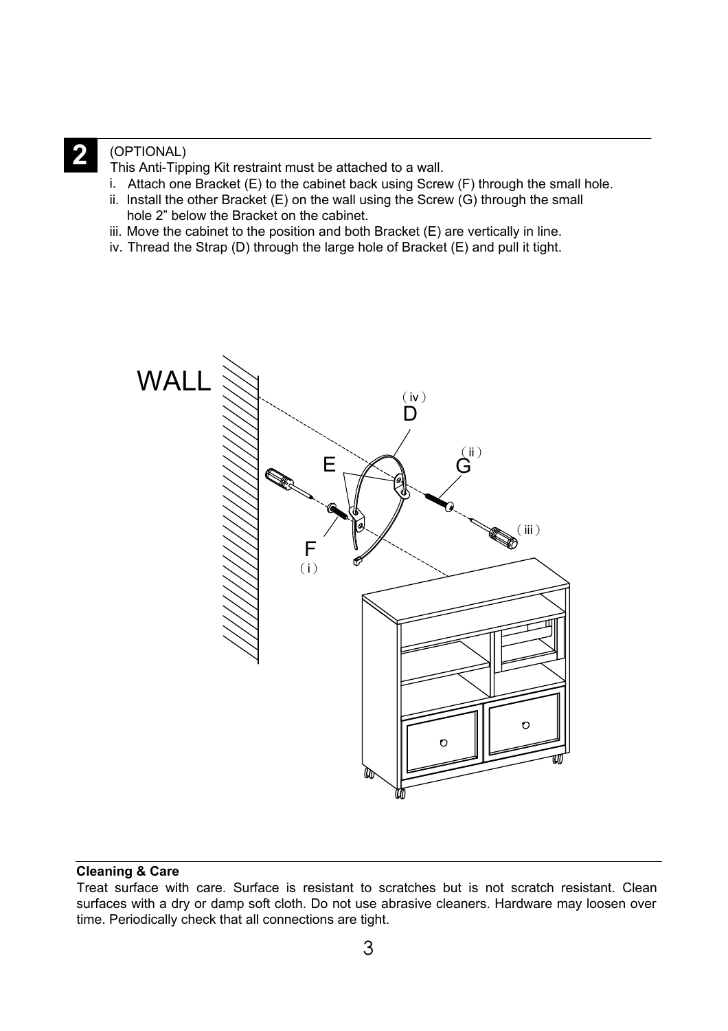## 2

(OPTIONAL)

This Anti-Tipping Kit restraint must be attached to a wall.

i. Attach one Bracket (E) to the cabinet back using Screw (F) through the small hole.

ii. Install the other Bracket (E) on the wall using the Screw (G) through the small hole 2" below the Bracket on the cabinet.

iii. Move the cabinet to the position and both Bracket (E) are vertically in line.

iv. Thread the Strap (D) through the large hole of Bracket (E) and pull it tight.

WALL

(iv)
D

E

(ii)
G

(iii)

F
(i)

**Cleaning & Care**

Treat surface with care. Surface is resistant to scratches but is not scratch resistant. Clean surfaces with a dry or damp soft cloth. Do not use abrasive cleaners. Hardware may loosen over time. Periodically check that all connections are tight.